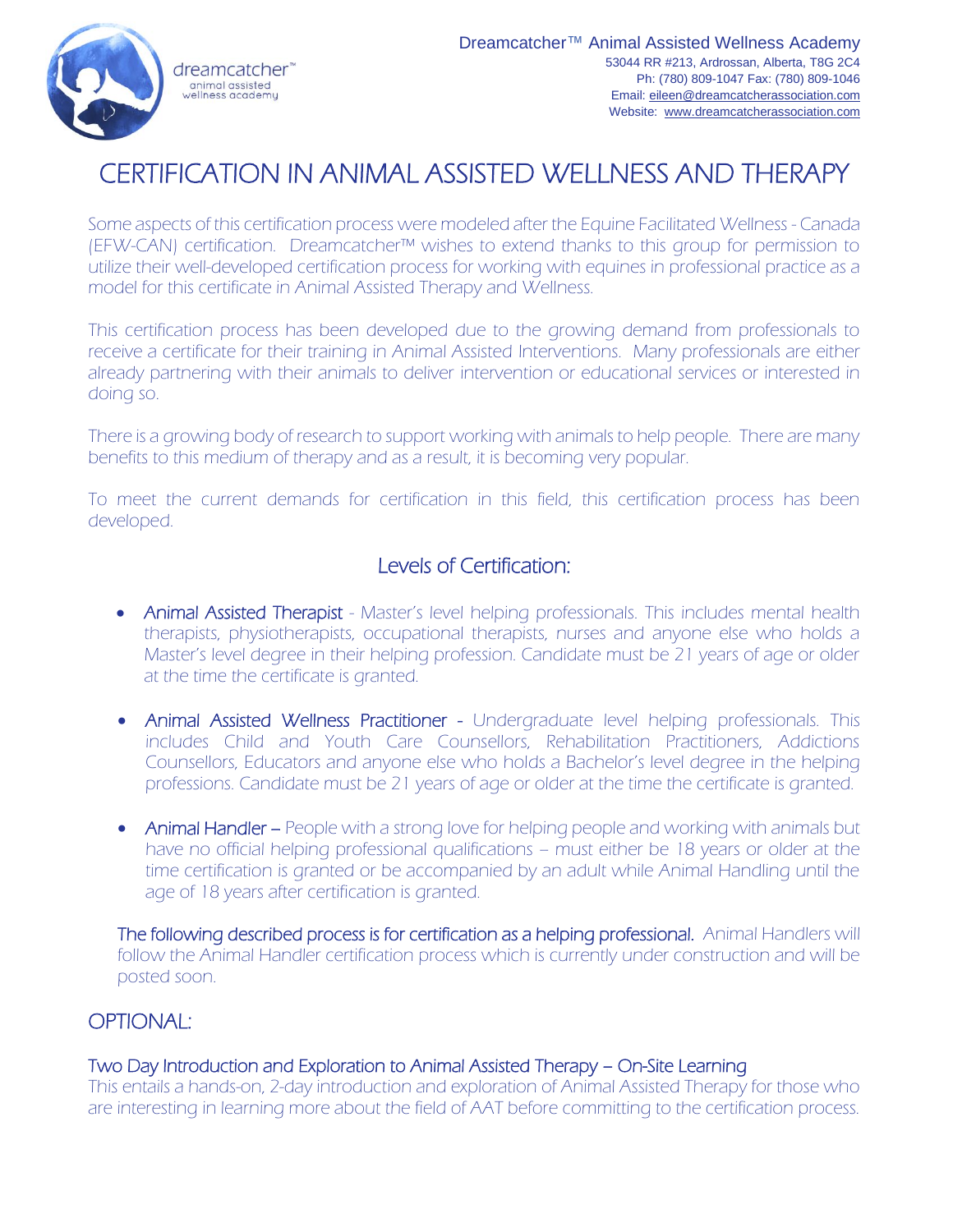dreamcatcher™
animal assisted
wellness academy

Dreamcatcher™ Animal Assisted Wellness Academy
53044 RR #213, Ardrossan, Alberta, T8G 2C4
Ph: (780) 809-1047 Fax: (780) 809-1046
Email: eileen@dreamcatcherassociation.com
Website: www.dreamcatcherassociation.com

# CERTIFICATION IN ANIMAL ASSISTED WELLNESS AND THERAPY

Some aspects of this certification process were modeled after the Equine Facilitated Wellness - Canada (EFW-CAN) certification. Dreamcatcher™ wishes to extend thanks to this group for permission to utilize their well-developed certification process for working with equines in professional practice as a model for this certificate in Animal Assisted Therapy and Wellness.

This certification process has been developed due to the growing demand from professionals to receive a certificate for their training in Animal Assisted Interventions. Many professionals are either already partnering with their animals to deliver intervention or educational services or interested in doing so.

There is a growing body of research to support working with animals to help people. There are many benefits to this medium of therapy and as a result, it is becoming very popular.

To meet the current demands for certification in this field, this certification process has been developed.

## Levels of Certification:

- **Animal Assisted Therapist** - Master's level helping professionals. This includes mental health therapists, physiotherapists, occupational therapists, nurses and anyone else who holds a Master's level degree in their helping profession. Candidate must be 21 years of age or older at the time the certificate is granted.

- **Animal Assisted Wellness Practitioner** - Undergraduate level helping professionals. This includes Child and Youth Care Counsellors, Rehabilitation Practitioners, Addictions Counsellors, Educators and anyone else who holds a Bachelor's level degree in the helping professions. Candidate must be 21 years of age or older at the time the certificate is granted.

- **Animal Handler** – People with a strong love for helping people and working with animals but have no official helping professional qualifications – must either be 18 years or older at the time certification is granted or be accompanied by an adult while Animal Handling until the age of 18 years after certification is granted.

**The following described process is for certification as a helping professional.** Animal Handlers will follow the Animal Handler certification process which is currently under construction and will be posted soon.

## OPTIONAL:

### Two Day Introduction and Exploration to Animal Assisted Therapy – On-Site Learning

This entails a hands-on, 2-day introduction and exploration of Animal Assisted Therapy for those who are interesting in learning more about the field of AAT before committing to the certification process.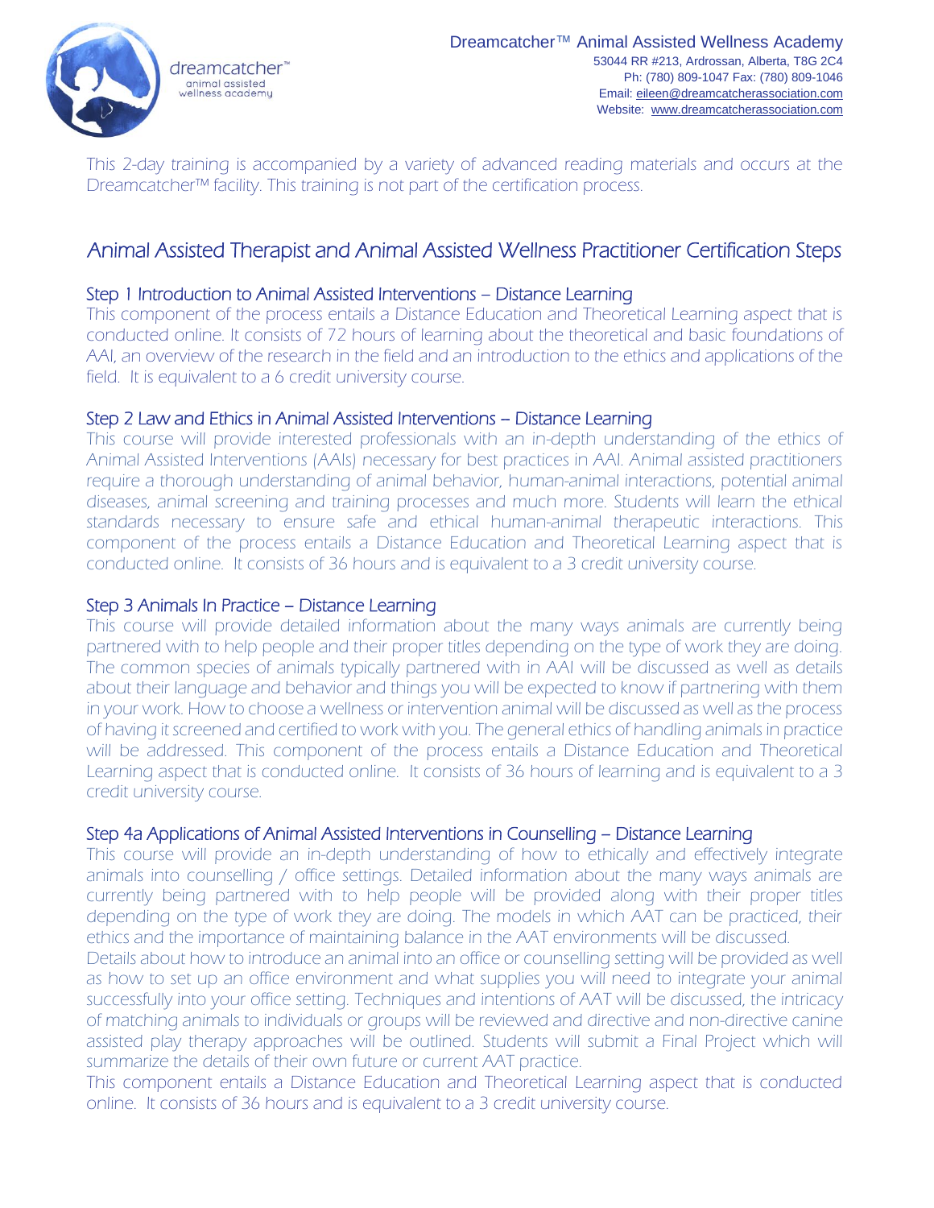This 2-day training is accompanied by a variety of advanced reading materials and occurs at the Dreamcatcher™ facility. This training is not part of the certification process.

## Animal Assisted Therapist and Animal Assisted Wellness Practitioner Certification Steps

### Step 1 Introduction to Animal Assisted Interventions – Distance Learning

This component of the process entails a Distance Education and Theoretical Learning aspect that is conducted online. It consists of 72 hours of learning about the theoretical and basic foundations of AAI, an overview of the research in the field and an introduction to the ethics and applications of the field. It is equivalent to a 6 credit university course.

### Step 2 Law and Ethics in Animal Assisted Interventions – Distance Learning

This course will provide interested professionals with an in-depth understanding of the ethics of Animal Assisted Interventions (AAIs) necessary for best practices in AAI. Animal assisted practitioners require a thorough understanding of animal behavior, human-animal interactions, potential animal diseases, animal screening and training processes and much more. Students will learn the ethical standards necessary to ensure safe and ethical human-animal therapeutic interactions. This component of the process entails a Distance Education and Theoretical Learning aspect that is conducted online. It consists of 36 hours and is equivalent to a 3 credit university course.

### Step 3 Animals In Practice – Distance Learning

This course will provide detailed information about the many ways animals are currently being partnered with to help people and their proper titles depending on the type of work they are doing. The common species of animals typically partnered with in AAI will be discussed as well as details about their language and behavior and things you will be expected to know if partnering with them in your work. How to choose a wellness or intervention animal will be discussed as well as the process of having it screened and certified to work with you. The general ethics of handling animals in practice will be addressed. This component of the process entails a Distance Education and Theoretical Learning aspect that is conducted online. It consists of 36 hours of learning and is equivalent to a 3 credit university course.

### Step 4a Applications of Animal Assisted Interventions in Counselling – Distance Learning

This course will provide an in-depth understanding of how to ethically and effectively integrate animals into counselling / office settings. Detailed information about the many ways animals are currently being partnered with to help people will be provided along with their proper titles depending on the type of work they are doing. The models in which AAT can be practiced, their ethics and the importance of maintaining balance in the AAT environments will be discussed.
Details about how to introduce an animal into an office or counselling setting will be provided as well as how to set up an office environment and what supplies you will need to integrate your animal successfully into your office setting. Techniques and intentions of AAT will be discussed, the intricacy of matching animals to individuals or groups will be reviewed and directive and non-directive canine assisted play therapy approaches will be outlined. Students will submit a Final Project which will summarize the details of their own future or current AAT practice.
This component entails a Distance Education and Theoretical Learning aspect that is conducted online. It consists of 36 hours and is equivalent to a 3 credit university course.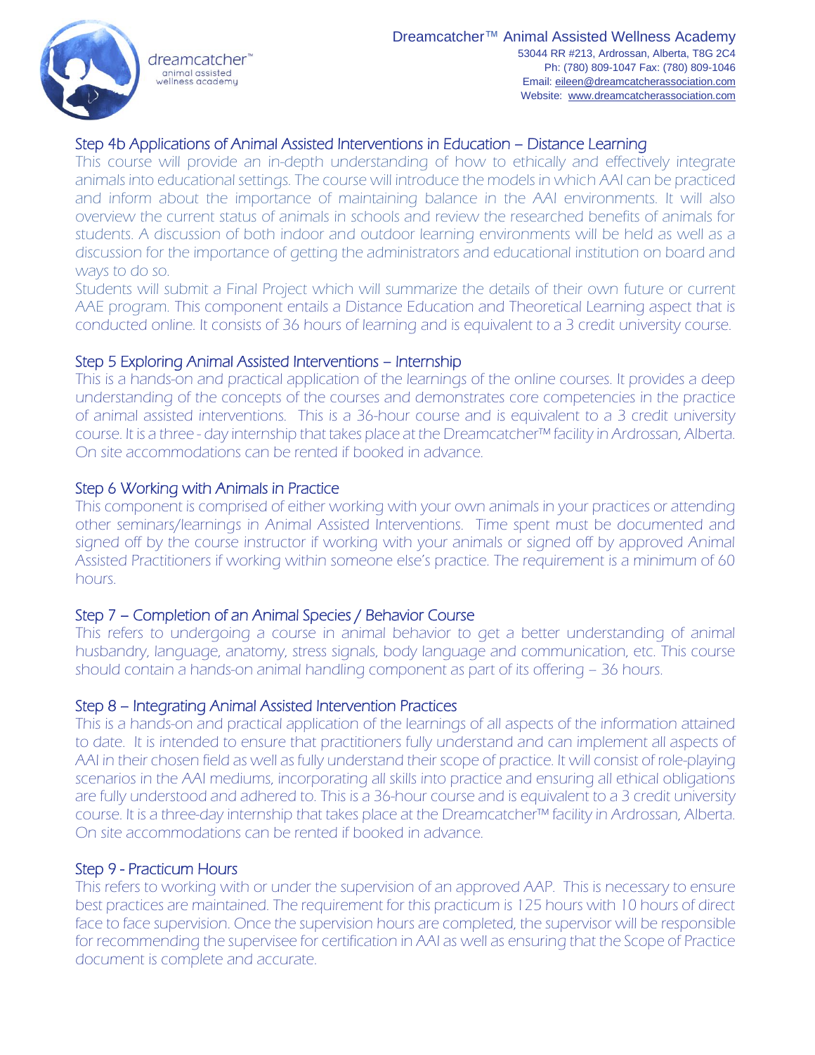## Step 4b Applications of Animal Assisted Interventions in Education – Distance Learning

This course will provide an in-depth understanding of how to ethically and effectively integrate animals into educational settings. The course will introduce the models in which AAI can be practiced and inform about the importance of maintaining balance in the AAI environments. It will also overview the current status of animals in schools and review the researched benefits of animals for students. A discussion of both indoor and outdoor learning environments will be held as well as a discussion for the importance of getting the administrators and educational institution on board and ways to do so.

Students will submit a Final Project which will summarize the details of their own future or current AAE program. This component entails a Distance Education and Theoretical Learning aspect that is conducted online. It consists of 36 hours of learning and is equivalent to a 3 credit university course.

## Step 5 Exploring Animal Assisted Interventions – Internship

This is a hands-on and practical application of the learnings of the online courses. It provides a deep understanding of the concepts of the courses and demonstrates core competencies in the practice of animal assisted interventions. This is a 36-hour course and is equivalent to a 3 credit university course. It is a three - day internship that takes place at the Dreamcatcher™ facility in Ardrossan, Alberta. On site accommodations can be rented if booked in advance.

## Step 6 Working with Animals in Practice

This component is comprised of either working with your own animals in your practices or attending other seminars/learnings in Animal Assisted Interventions. Time spent must be documented and signed off by the course instructor if working with your animals or signed off by approved Animal Assisted Practitioners if working within someone else's practice. The requirement is a minimum of 60 hours.

## Step 7 – Completion of an Animal Species / Behavior Course

This refers to undergoing a course in animal behavior to get a better understanding of animal husbandry, language, anatomy, stress signals, body language and communication, etc. This course should contain a hands-on animal handling component as part of its offering – 36 hours.

## Step 8 – Integrating Animal Assisted Intervention Practices

This is a hands-on and practical application of the learnings of all aspects of the information attained to date. It is intended to ensure that practitioners fully understand and can implement all aspects of AAI in their chosen field as well as fully understand their scope of practice. It will consist of role-playing scenarios in the AAI mediums, incorporating all skills into practice and ensuring all ethical obligations are fully understood and adhered to. This is a 36-hour course and is equivalent to a 3 credit university course. It is a three-day internship that takes place at the Dreamcatcher™ facility in Ardrossan, Alberta. On site accommodations can be rented if booked in advance.

## Step 9 - Practicum Hours

This refers to working with or under the supervision of an approved AAP. This is necessary to ensure best practices are maintained. The requirement for this practicum is 125 hours with 10 hours of direct face to face supervision. Once the supervision hours are completed, the supervisor will be responsible for recommending the supervisee for certification in AAI as well as ensuring that the Scope of Practice document is complete and accurate.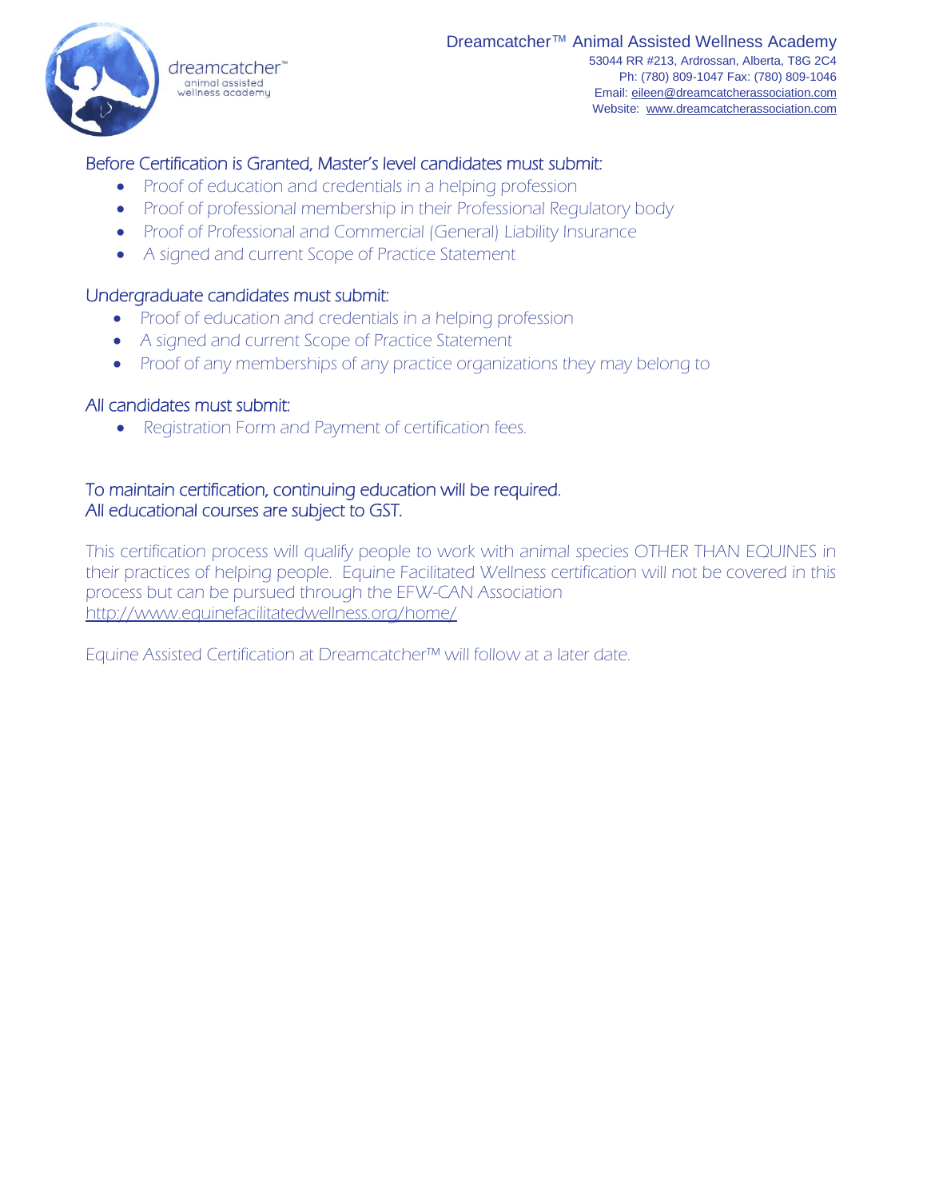## Before Certification is Granted, Master's level candidates must submit:

- Proof of education and credentials in a helping profession
- Proof of professional membership in their Professional Regulatory body
- Proof of Professional and Commercial (General) Liability Insurance
- A signed and current Scope of Practice Statement

## Undergraduate candidates must submit:

- Proof of education and credentials in a helping profession
- A signed and current Scope of Practice Statement
- Proof of any memberships of any practice organizations they may belong to

## All candidates must submit:

- Registration Form and Payment of certification fees.

## To maintain certification, continuing education will be required. All educational courses are subject to GST.

This certification process will qualify people to work with animal species OTHER THAN EQUINES in their practices of helping people. Equine Facilitated Wellness certification will not be covered in this process but can be pursued through the EFW-CAN Association http://www.equinefacilitatedwellness.org/home/

Equine Assisted Certification at Dreamcatcher™ will follow at a later date.